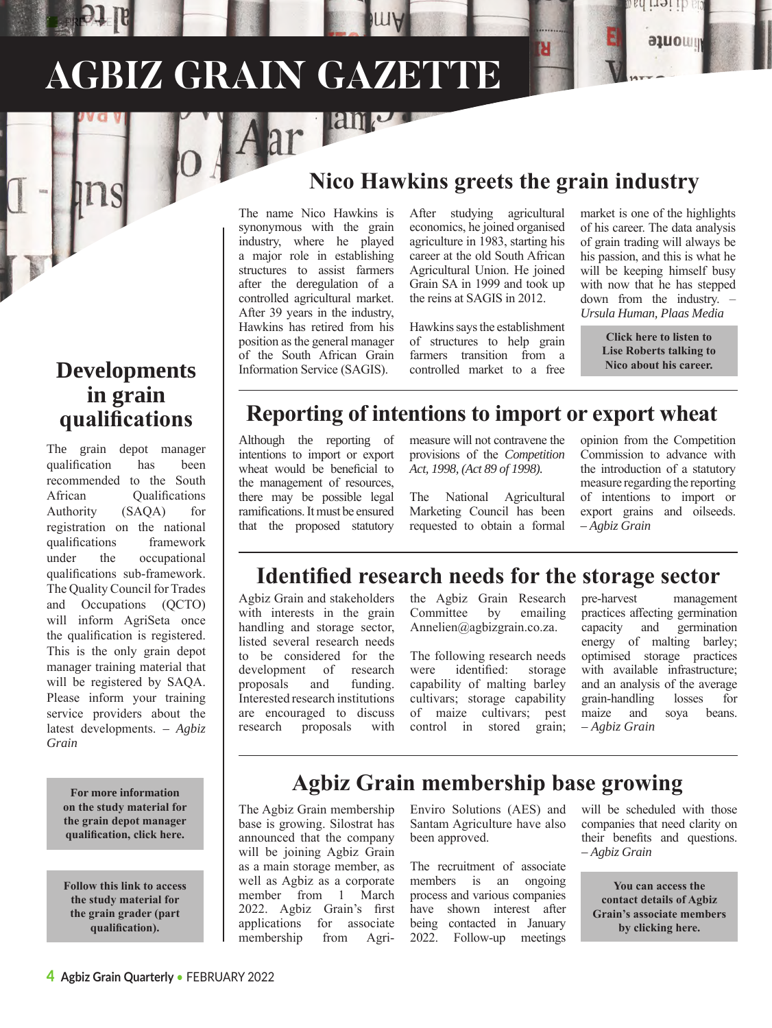# AGBIZ GRAIN GAZETTE

## Nico Hawkins greets the grain industry

The name Nico Hawkins is synonymous with the grain industry, where he played a major role in establishing structures to assist farmers after the deregulation of a controlled agricultural market. After 39 years in the industry, Hawkins has retired from his position as the general manager of the South African Grain Information Service (SAGIS).

After studying agricultural economics, he joined organised agriculture in 1983, starting his career at the old South African Agricultural Union. He joined Grain SA in 1999 and took up the reins at SAGIS in 2012.

Hawkins says the establishment of structures to help grain farmers transition from a controlled market to a free market is one of the highlights of his career. The data analysis of grain trading will always be his passion, and this is what he will be keeping himself busy with now that he has stepped down from the industry. – *Ursula Human, Plaas Media*

**Click here to listen to Lise Roberts talking to Nico about his career.**

## Developments in grain qualifications

The grain depot manager qualification has been recommended to the South African Qualifications Authority (SAQA) for registration on the national qualifications framework under the occupational qualifications sub-framework. The Quality Council for Trades and Occupations (QCTO) will inform AgriSeta once the qualification is registered. This is the only grain depot manager training material that will be registered by SAQA. Please inform your training service providers about the latest developments. – *Agbiz Grain*

**For more information on the study material for the grain depot manager qualification, click here.**

**Follow this link to access the study material for the grain grader (part qualification).**

## Reporting of intentions to import or export wheat

Although the reporting of intentions to import or export wheat would be beneficial to the management of resources, there may be possible legal ramifications. It must be ensured that the proposed statutory measure will not contravene the provisions of the *Competition Act, 1998, (Act 89 of 1998).*

The National Agricultural Marketing Council has been requested to obtain a formal opinion from the Competition Commission to advance with the introduction of a statutory measure regarding the reporting of intentions to import or export grains and oilseeds. – *Agbiz Grain*

## Identified research needs for the storage sector

Agbiz Grain and stakeholders with interests in the grain handling and storage sector, listed several research needs to be considered for the development of research proposals and funding. Interested research institutions are encouraged to discuss research proposals with the Agbiz Grain Research Committee by emailing Annelien@agbizgrain.co.za.

The following research needs were identified: storage capability of malting barley cultivars; storage capability of maize cultivars; pest control in stored grain; pre-harvest management practices affecting germination capacity and germination energy of malting barley; optimised storage practices with available infrastructure; and an analysis of the average grain-handling losses for maize and soya beans. – *Agbiz Grain*

## Agbiz Grain membership base growing

The Agbiz Grain membership base is growing. Silostrat has announced that the company will be joining Agbiz Grain as a main storage member, as well as Agbiz as a corporate member from 1 March 2022. Agbiz Grain's first applications for associate membership from Agri-Enviro Solutions (AES) and Santam Agriculture have also been approved.

The recruitment of associate members is an ongoing process and various companies have shown interest after being contacted in January 2022. Follow-up meetings will be scheduled with those companies that need clarity on their benefits and questions. – *Agbiz Grain*

**You can access the contact details of Agbiz Grain's associate members by clicking here.**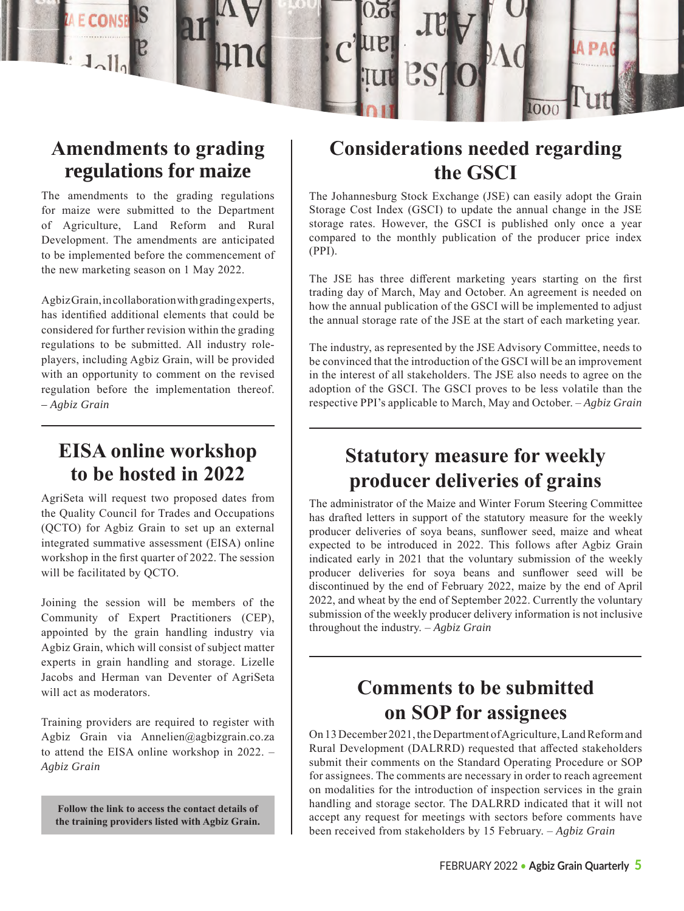## Amendments to grading regulations for maize

The amendments to the grading regulations for maize were submitted to the Department of Agriculture, Land Reform and Rural Development. The amendments are anticipated to be implemented before the commencement of the new marketing season on 1 May 2022.

Agbiz Grain, in collaboration with grading experts, has identified additional elements that could be considered for further revision within the grading regulations to be submitted. All industry role-players, including Agbiz Grain, will be provided with an opportunity to comment on the revised regulation before the implementation thereof. *– Agbiz Grain*

## EISA online workshop to be hosted in 2022

AgriSeta will request two proposed dates from the Quality Council for Trades and Occupations (QCTO) for Agbiz Grain to set up an external integrated summative assessment (EISA) online workshop in the first quarter of 2022. The session will be facilitated by QCTO.

Joining the session will be members of the Community of Expert Practitioners (CEP), appointed by the grain handling industry via Agbiz Grain, which will consist of subject matter experts in grain handling and storage. Lizelle Jacobs and Herman van Deventer of AgriSeta will act as moderators.

Training providers are required to register with Agbiz Grain via Annelien@agbizgrain.co.za to attend the EISA online workshop in 2022. – *Agbiz Grain*

**Follow the link to access the contact details of the training providers listed with Agbiz Grain.**

## Considerations needed regarding the GSCI

The Johannesburg Stock Exchange (JSE) can easily adopt the Grain Storage Cost Index (GSCI) to update the annual change in the JSE storage rates. However, the GSCI is published only once a year compared to the monthly publication of the producer price index (PPI).

The JSE has three different marketing years starting on the first trading day of March, May and October. An agreement is needed on how the annual publication of the GSCI will be implemented to adjust the annual storage rate of the JSE at the start of each marketing year.

The industry, as represented by the JSE Advisory Committee, needs to be convinced that the introduction of the GSCI will be an improvement in the interest of all stakeholders. The JSE also needs to agree on the adoption of the GSCI. The GSCI proves to be less volatile than the respective PPI's applicable to March, May and October. *– Agbiz Grain*

## Statutory measure for weekly producer deliveries of grains

The administrator of the Maize and Winter Forum Steering Committee has drafted letters in support of the statutory measure for the weekly producer deliveries of soya beans, sunflower seed, maize and wheat expected to be introduced in 2022. This follows after Agbiz Grain indicated early in 2021 that the voluntary submission of the weekly producer deliveries for soya beans and sunflower seed will be discontinued by the end of February 2022, maize by the end of April 2022, and wheat by the end of September 2022. Currently the voluntary submission of the weekly producer delivery information is not inclusive throughout the industry. *– Agbiz Grain*

## Comments to be submitted on SOP for assignees

On 13 December 2021, the Department of Agriculture, Land Reform and Rural Development (DALRRD) requested that affected stakeholders submit their comments on the Standard Operating Procedure or SOP for assignees. The comments are necessary in order to reach agreement on modalities for the introduction of inspection services in the grain handling and storage sector. The DALRRD indicated that it will not accept any request for meetings with sectors before comments have been received from stakeholders by 15 February. *– Agbiz Grain*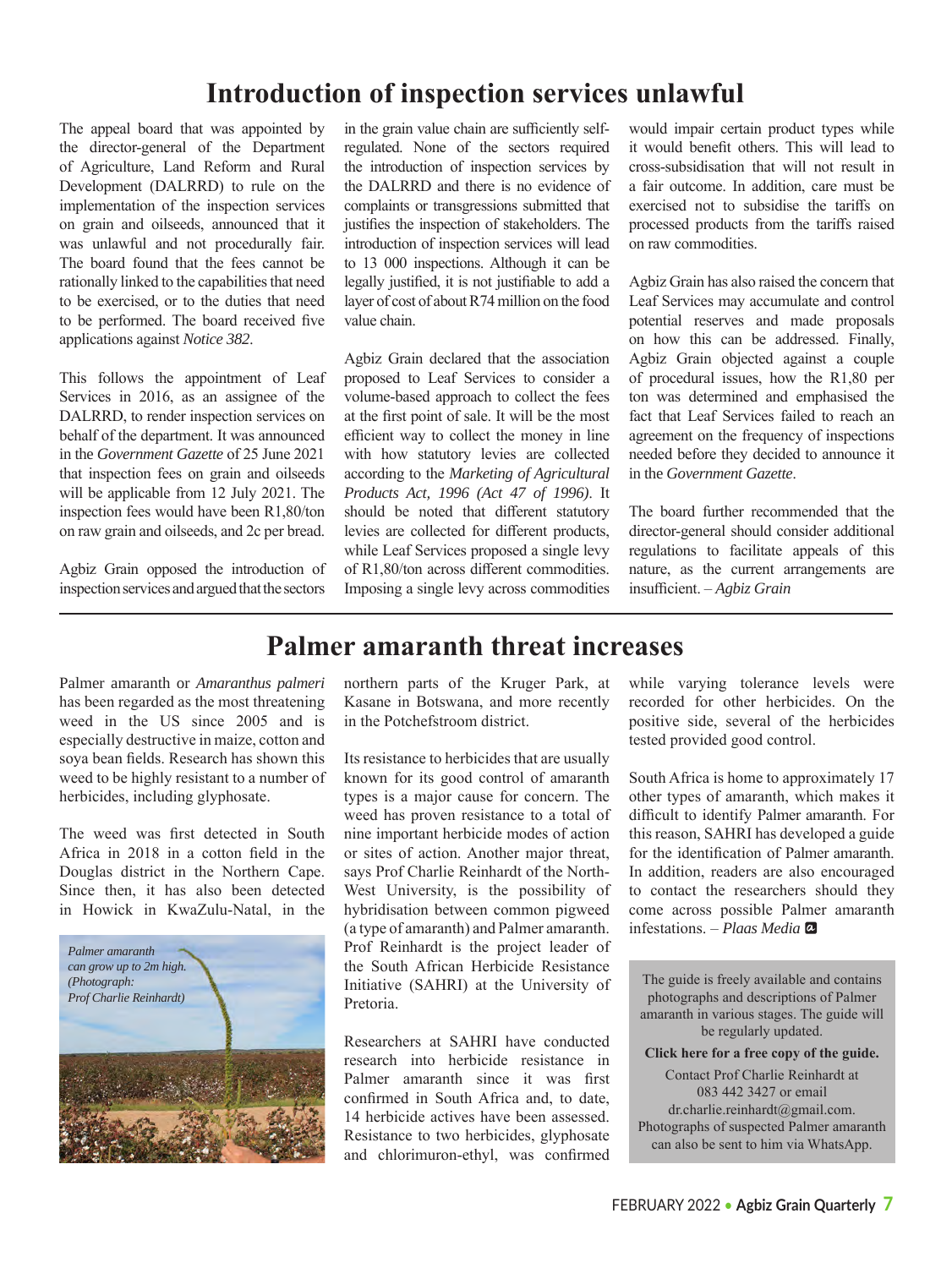# Introduction of inspection services unlawful

The appeal board that was appointed by the director-general of the Department of Agriculture, Land Reform and Rural Development (DALRRD) to rule on the implementation of the inspection services on grain and oilseeds, announced that it was unlawful and not procedurally fair. The board found that the fees cannot be rationally linked to the capabilities that need to be exercised, or to the duties that need to be performed. The board received five applications against *Notice 382*.

This follows the appointment of Leaf Services in 2016, as an assignee of the DALRRD, to render inspection services on behalf of the department. It was announced in the *Government Gazette* of 25 June 2021 that inspection fees on grain and oilseeds will be applicable from 12 July 2021. The inspection fees would have been R1,80/ton on raw grain and oilseeds, and 2c per bread.

Agbiz Grain opposed the introduction of inspection services and argued that the sectors in the grain value chain are sufficiently self-regulated. None of the sectors required the introduction of inspection services by the DALRRD and there is no evidence of complaints or transgressions submitted that justifies the inspection of stakeholders. The introduction of inspection services will lead to 13 000 inspections. Although it can be legally justified, it is not justifiable to add a layer of cost of about R74 million on the food value chain.

Agbiz Grain declared that the association proposed to Leaf Services to consider a volume-based approach to collect the fees at the first point of sale. It will be the most efficient way to collect the money in line with how statutory levies are collected according to the *Marketing of Agricultural Products Act, 1996 (Act 47 of 1996)*. It should be noted that different statutory levies are collected for different products, while Leaf Services proposed a single levy of R1,80/ton across different commodities. Imposing a single levy across commodities would impair certain product types while it would benefit others. This will lead to cross-subsidisation that will not result in a fair outcome. In addition, care must be exercised not to subsidise the tariffs on processed products from the tariffs raised on raw commodities.

Agbiz Grain has also raised the concern that Leaf Services may accumulate and control potential reserves and made proposals on how this can be addressed. Finally, Agbiz Grain objected against a couple of procedural issues, how the R1,80 per ton was determined and emphasised the fact that Leaf Services failed to reach an agreement on the frequency of inspections needed before they decided to announce it in the *Government Gazette*.

The board further recommended that the director-general should consider additional regulations to facilitate appeals of this nature, as the current arrangements are insufficient. – *Agbiz Grain*

# Palmer amaranth threat increases

Palmer amaranth or *Amaranthus palmeri* has been regarded as the most threatening weed in the US since 2005 and is especially destructive in maize, cotton and soya bean fields. Research has shown this weed to be highly resistant to a number of herbicides, including glyphosate.

The weed was first detected in South Africa in 2018 in a cotton field in the Douglas district in the Northern Cape. Since then, it has also been detected in Howick in KwaZulu-Natal, in the northern parts of the Kruger Park, at Kasane in Botswana, and more recently in the Potchefstroom district.

*Palmer amaranth can grow up to 2m high. (Photograph: Prof Charlie Reinhardt)*

Its resistance to herbicides that are usually known for its good control of amaranth types is a major cause for concern. The weed has proven resistance to a total of nine important herbicide modes of action or sites of action. Another major threat, says Prof Charlie Reinhardt of the North-West University, is the possibility of hybridisation between common pigweed (a type of amaranth) and Palmer amaranth. Prof Reinhardt is the project leader of the South African Herbicide Resistance Initiative (SAHRI) at the University of Pretoria.

Researchers at SAHRI have conducted research into herbicide resistance in Palmer amaranth since it was first confirmed in South Africa and, to date, 14 herbicide actives have been assessed. Resistance to two herbicides, glyphosate and chlorimuron-ethyl, was confirmed while varying tolerance levels were recorded for other herbicides. On the positive side, several of the herbicides tested provided good control.

South Africa is home to approximately 17 other types of amaranth, which makes it difficult to identify Palmer amaranth. For this reason, SAHRI has developed a guide for the identification of Palmer amaranth. In addition, readers are also encouraged to contact the researchers should they come across possible Palmer amaranth infestations. – *Plaas Media*

The guide is freely available and contains photographs and descriptions of Palmer amaranth in various stages. The guide will be regularly updated.

**Click here for a free copy of the guide.**

Contact Prof Charlie Reinhardt at 083 442 3427 or email dr.charlie.reinhardt@gmail.com. Photographs of suspected Palmer amaranth can also be sent to him via WhatsApp.